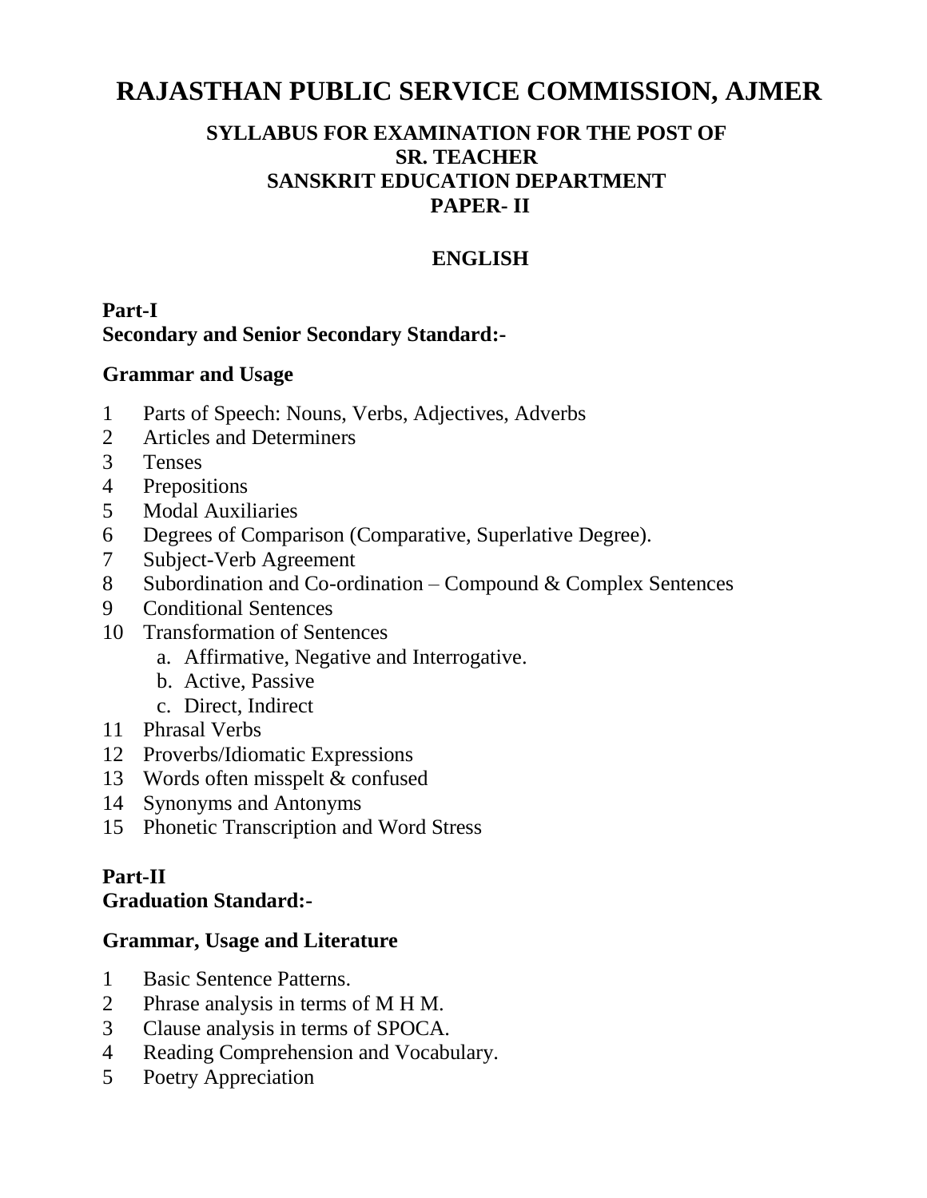# RAJASTHAN PUBLIC SERVICE COMMISSION, AJMER

## SYLLABUS FOR EXAMINATION FOR THE POST OF SR. TEACHER SANSKRIT EDUCATION DEPARTMENT PAPER- II

## ENGLISH

**Part-I**
**Secondary and Senior Secondary Standard:-**

**Grammar and Usage**

1. Parts of Speech: Nouns, Verbs, Adjectives, Adverbs
2. Articles and Determiners
3. Tenses
4. Prepositions
5. Modal Auxiliaries
6. Degrees of Comparison (Comparative, Superlative Degree).
7. Subject-Verb Agreement
8. Subordination and Co-ordination – Compound & Complex Sentences
9. Conditional Sentences
10. Transformation of Sentences
    a. Affirmative, Negative and Interrogative.
    b. Active, Passive
    c. Direct, Indirect
11. Phrasal Verbs
12. Proverbs/Idiomatic Expressions
13. Words often misspelt & confused
14. Synonyms and Antonyms
15. Phonetic Transcription and Word Stress

**Part-II**
**Graduation Standard:-**

**Grammar, Usage and Literature**

1. Basic Sentence Patterns.
2. Phrase analysis in terms of M H M.
3. Clause analysis in terms of SPOCA.
4. Reading Comprehension and Vocabulary.
5. Poetry Appreciation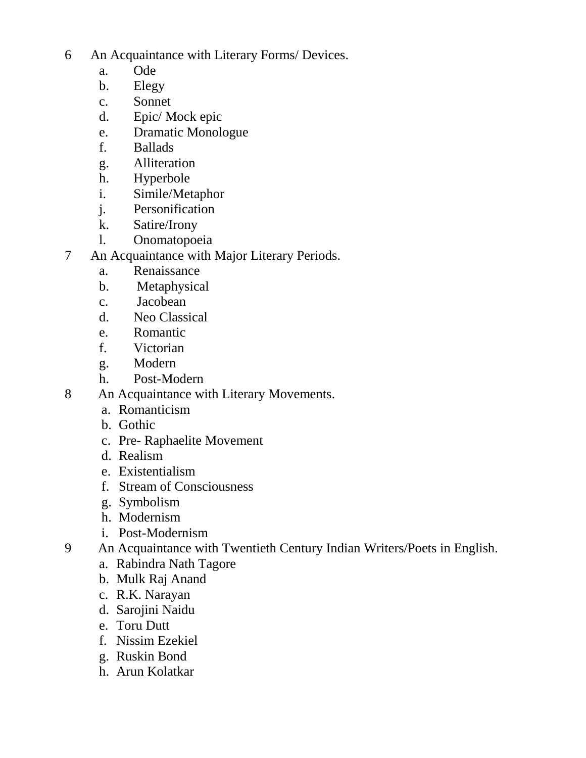6 An Acquaintance with Literary Forms/ Devices.

a. Ode
b. Elegy
c. Sonnet
d. Epic/ Mock epic
e. Dramatic Monologue
f. Ballads
g. Alliteration
h. Hyperbole
i. Simile/Metaphor
j. Personification
k. Satire/Irony
l. Onomatopoeia

7 An Acquaintance with Major Literary Periods.

a. Renaissance
b. Metaphysical
c. Jacobean
d. Neo Classical
e. Romantic
f. Victorian
g. Modern
h. Post-Modern

8 An Acquaintance with Literary Movements.

a. Romanticism
b. Gothic
c. Pre- Raphaelite Movement
d. Realism
e. Existentialism
f. Stream of Consciousness
g. Symbolism
h. Modernism
i. Post-Modernism

9 An Acquaintance with Twentieth Century Indian Writers/Poets in English.

a. Rabindra Nath Tagore
b. Mulk Raj Anand
c. R.K. Narayan
d. Sarojini Naidu
e. Toru Dutt
f. Nissim Ezekiel
g. Ruskin Bond
h. Arun Kolatkar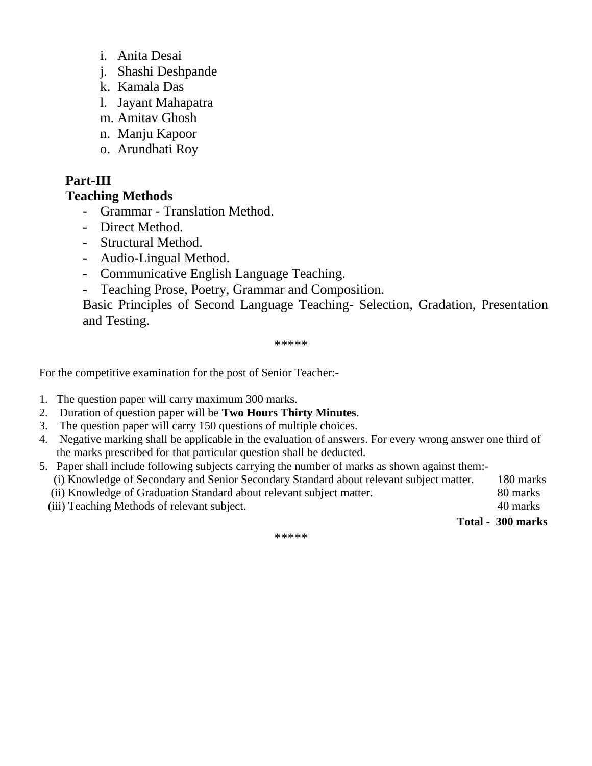i. Anita Desai
j. Shashi Deshpande
k. Kamala Das
l. Jayant Mahapatra
m. Amitav Ghosh
n. Manju Kapoor
o. Arundhati Roy

**Part-III**

**Teaching Methods**

- Grammar - Translation Method.
- Direct Method.
- Structural Method.
- Audio-Lingual Method.
- Communicative English Language Teaching.
- Teaching Prose, Poetry, Grammar and Composition.

Basic Principles of Second Language Teaching- Selection, Gradation, Presentation and Testing.

*****

For the competitive examination for the post of Senior Teacher:-

1. The question paper will carry maximum 300 marks.
2. Duration of question paper will be **Two Hours Thirty Minutes**.
3. The question paper will carry 150 questions of multiple choices.
4. Negative marking shall be applicable in the evaluation of answers. For every wrong answer one third of the marks prescribed for that particular question shall be deducted.
5. Paper shall include following subjects carrying the number of marks as shown against them:-

| | |
|---|---|
| (i) Knowledge of Secondary and Senior Secondary Standard about relevant subject matter. | 180 marks |
| (ii) Knowledge of Graduation Standard about relevant subject matter. | 80 marks |
| (iii) Teaching Methods of relevant subject. | 40 marks |
| **Total -** | **300 marks** |

*****